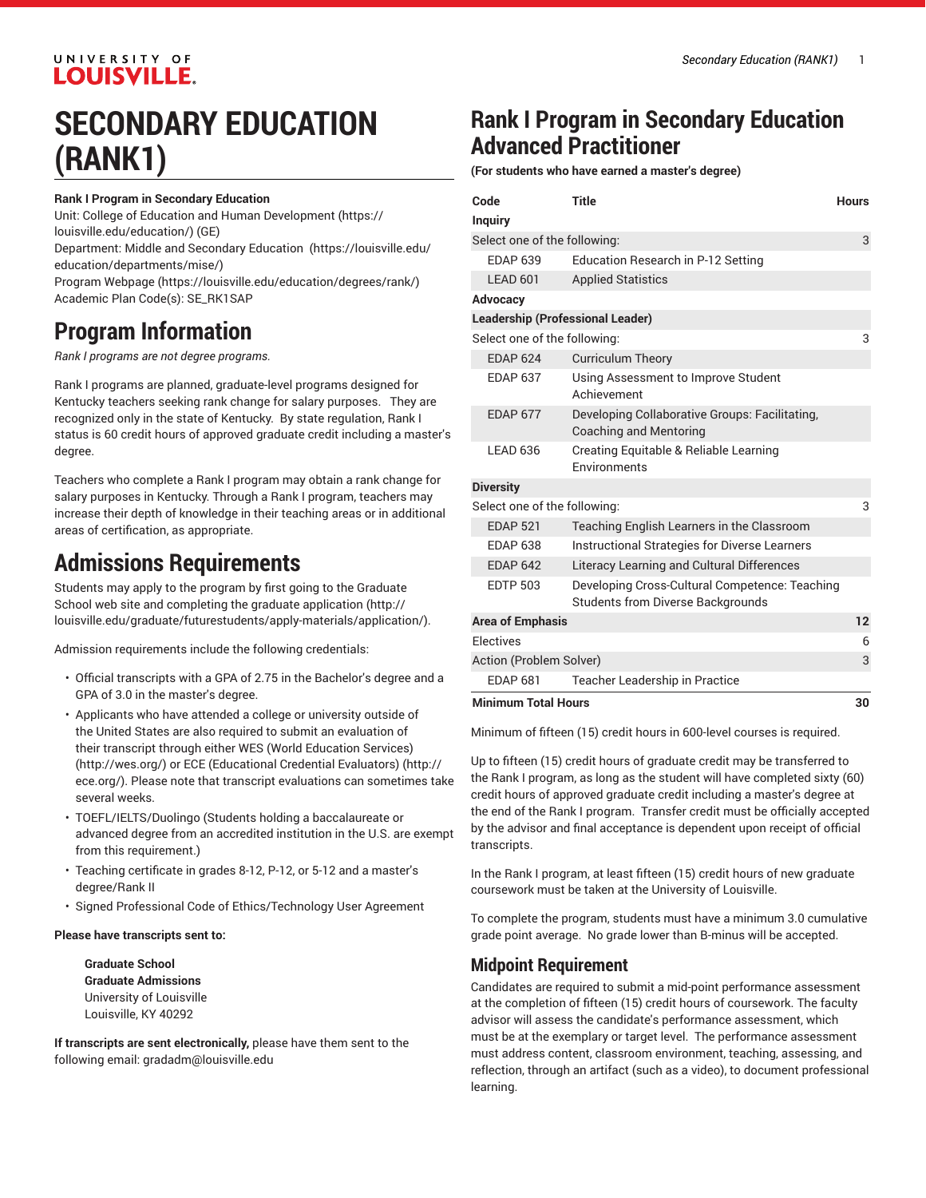# SECONDARY EDUCATION (RANK1)

**Rank I Program in Secondary Education**
Unit: College of Education and Human Development (https://louisville.edu/education/) (GE)
Department: Middle and Secondary Education (https://louisville.edu/education/departments/mise/)
Program Webpage (https://louisville.edu/education/degrees/rank/)
Academic Plan Code(s): SE_RK1SAP

## Program Information

*Rank I programs are not degree programs.*

Rank I programs are planned, graduate-level programs designed for Kentucky teachers seeking rank change for salary purposes. They are recognized only in the state of Kentucky. By state regulation, Rank I status is 60 credit hours of approved graduate credit including a master's degree.

Teachers who complete a Rank I program may obtain a rank change for salary purposes in Kentucky. Through a Rank I program, teachers may increase their depth of knowledge in their teaching areas or in additional areas of certification, as appropriate.

## Admissions Requirements

Students may apply to the program by first going to the Graduate School web site and completing the graduate application (http://louisville.edu/graduate/futurestudents/apply-materials/application/).

Admission requirements include the following credentials:

- Official transcripts with a GPA of 2.75 in the Bachelor's degree and a GPA of 3.0 in the master's degree.
- Applicants who have attended a college or university outside of the United States are also required to submit an evaluation of their transcript through either WES (World Education Services) (http://wes.org/) or ECE (Educational Credential Evaluators) (http://ece.org/). Please note that transcript evaluations can sometimes take several weeks.
- TOEFL/IELTS/Duolingo (Students holding a baccalaureate or advanced degree from an accredited institution in the U.S. are exempt from this requirement.)
- Teaching certificate in grades 8-12, P-12, or 5-12 and a master's degree/Rank II
- Signed Professional Code of Ethics/Technology User Agreement

**Please have transcripts sent to:**

**Graduate School**
**Graduate Admissions**
University of Louisville
Louisville, KY 40292

**If transcripts are sent electronically,** please have them sent to the following email: gradadm@louisville.edu

## Rank I Program in Secondary Education Advanced Practitioner

**(For students who have earned a master's degree)**

| Code | Title | Hours |
|---|---|---|
| **Inquiry** | | |
| Select one of the following: | | 3 |
| EDAP 639 | Education Research in P-12 Setting | |
| LEAD 601 | Applied Statistics | |
| **Advocacy** | | |
| **Leadership (Professional Leader)** | | |
| Select one of the following: | | 3 |
| EDAP 624 | Curriculum Theory | |
| EDAP 637 | Using Assessment to Improve Student Achievement | |
| EDAP 677 | Developing Collaborative Groups: Facilitating, Coaching and Mentoring | |
| LEAD 636 | Creating Equitable & Reliable Learning Environments | |
| **Diversity** | | |
| Select one of the following: | | 3 |
| EDAP 521 | Teaching English Learners in the Classroom | |
| EDAP 638 | Instructional Strategies for Diverse Learners | |
| EDAP 642 | Literacy Learning and Cultural Differences | |
| EDTP 503 | Developing Cross-Cultural Competence: Teaching Students from Diverse Backgrounds | |
| **Area of Emphasis** | | **12** |
| Electives | | 6 |
| Action (Problem Solver) | | 3 |
| EDAP 681 | Teacher Leadership in Practice | |
| **Minimum Total Hours** | | **30** |

Minimum of fifteen (15) credit hours in 600-level courses is required.

Up to fifteen (15) credit hours of graduate credit may be transferred to the Rank I program, as long as the student will have completed sixty (60) credit hours of approved graduate credit including a master's degree at the end of the Rank I program. Transfer credit must be officially accepted by the advisor and final acceptance is dependent upon receipt of official transcripts.

In the Rank I program, at least fifteen (15) credit hours of new graduate coursework must be taken at the University of Louisville.

To complete the program, students must have a minimum 3.0 cumulative grade point average. No grade lower than B-minus will be accepted.

## Midpoint Requirement

Candidates are required to submit a mid-point performance assessment at the completion of fifteen (15) credit hours of coursework. The faculty advisor will assess the candidate's performance assessment, which must be at the exemplary or target level. The performance assessment must address content, classroom environment, teaching, assessing, and reflection, through an artifact (such as a video), to document professional learning.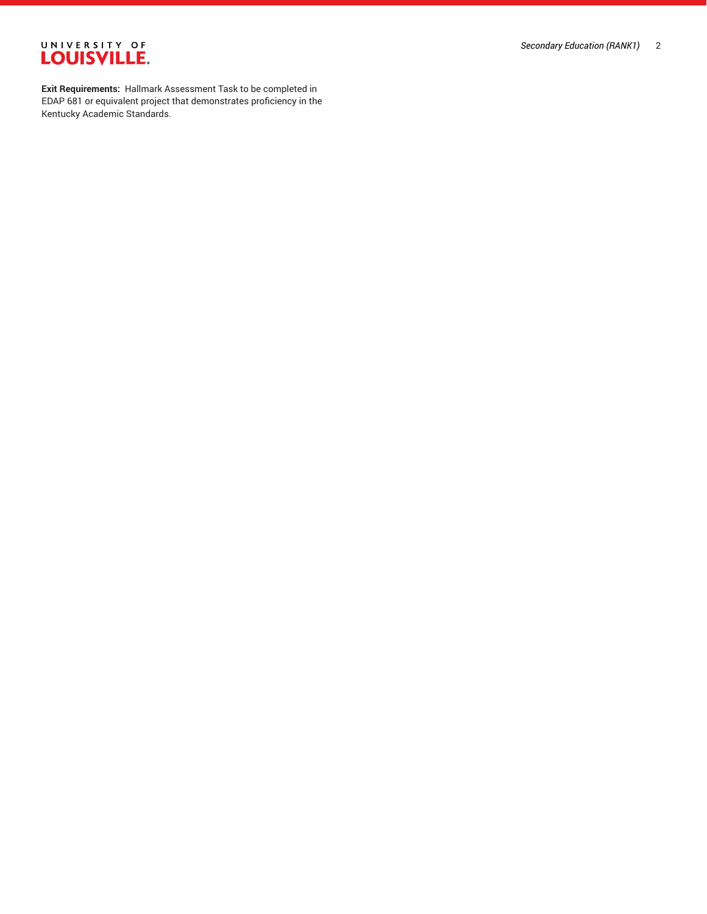**Exit Requirements:** Hallmark Assessment Task to be completed in EDAP 681 or equivalent project that demonstrates proficiency in the Kentucky Academic Standards.